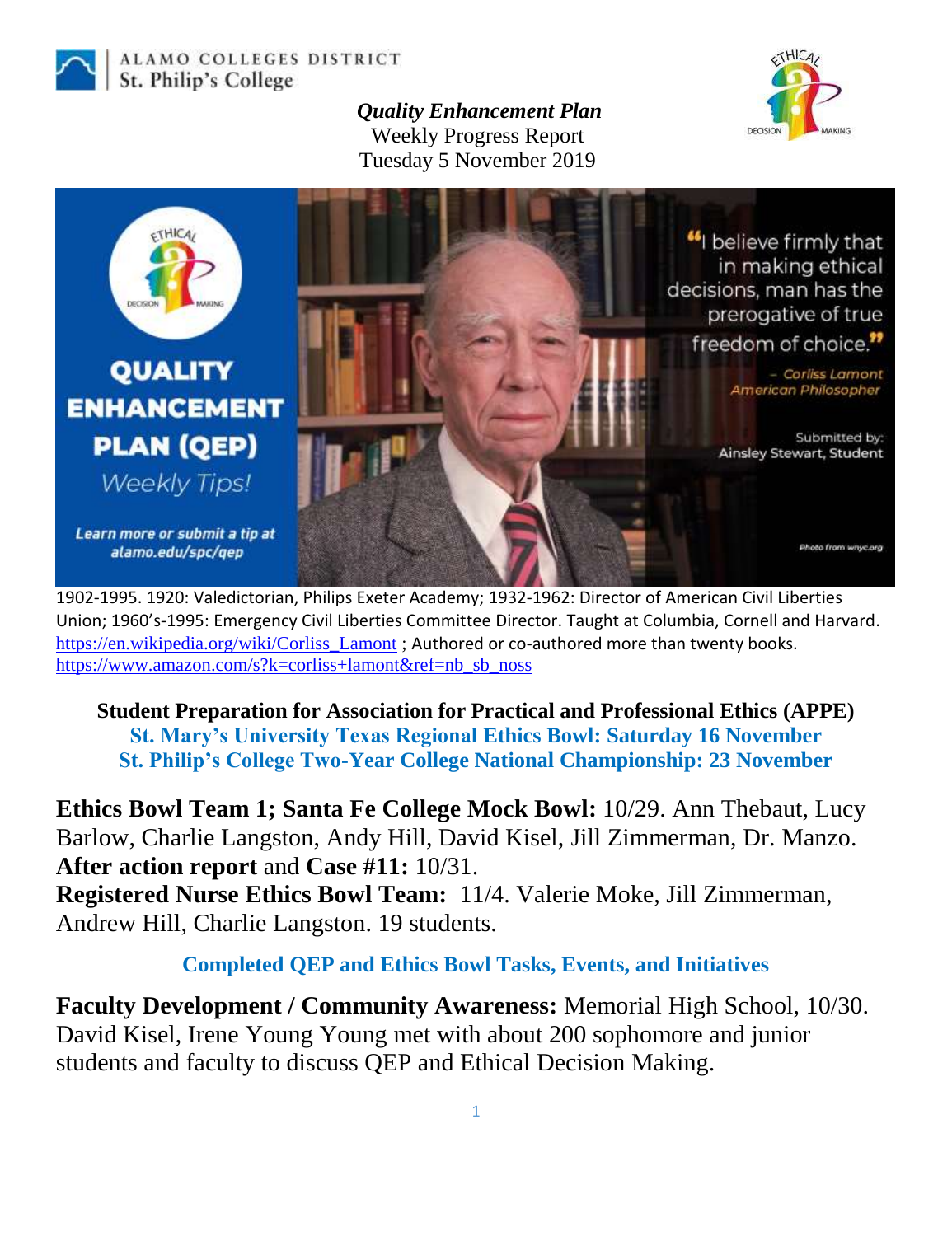ALAMO COLLEGES DISTRICT
St. Philip's College

***Quality Enhancement Plan***
Weekly Progress Report
Tuesday 5 November 2019

QUALITY ENHANCEMENT PLAN (QEP)
*Weekly Tips!*

*Learn more or submit a tip at alamo.edu/spc/qep*

"I believe firmly that in making ethical decisions, man has the prerogative of true freedom of choice."
*– Corliss Lamont, American Philosopher*

Submitted by: Ainsley Stewart, Student

Photo from wnyc.org

1902-1995. 1920: Valedictorian, Philips Exeter Academy; 1932-1962: Director of American Civil Liberties Union; 1960's-1995: Emergency Civil Liberties Committee Director. Taught at Columbia, Cornell and Harvard. https://en.wikipedia.org/wiki/Corliss_Lamont ; Authored or co-authored more than twenty books. https://www.amazon.com/s?k=corliss+lamont&ref=nb_sb_noss

**Student Preparation for Association for Practical and Professional Ethics (APPE)**
**St. Mary's University Texas Regional Ethics Bowl: Saturday 16 November**
**St. Philip's College Two-Year College National Championship: 23 November**

**Ethics Bowl Team 1; Santa Fe College Mock Bowl:** 10/29. Ann Thebaut, Lucy Barlow, Charlie Langston, Andy Hill, David Kisel, Jill Zimmerman, Dr. Manzo.
**After action report** and **Case #11:** 10/31.
**Registered Nurse Ethics Bowl Team:** 11/4. Valerie Moke, Jill Zimmerman, Andrew Hill, Charlie Langston. 19 students.

**Completed QEP and Ethics Bowl Tasks, Events, and Initiatives**

**Faculty Development / Community Awareness:** Memorial High School, 10/30. David Kisel, Irene Young Young met with about 200 sophomore and junior students and faculty to discuss QEP and Ethical Decision Making.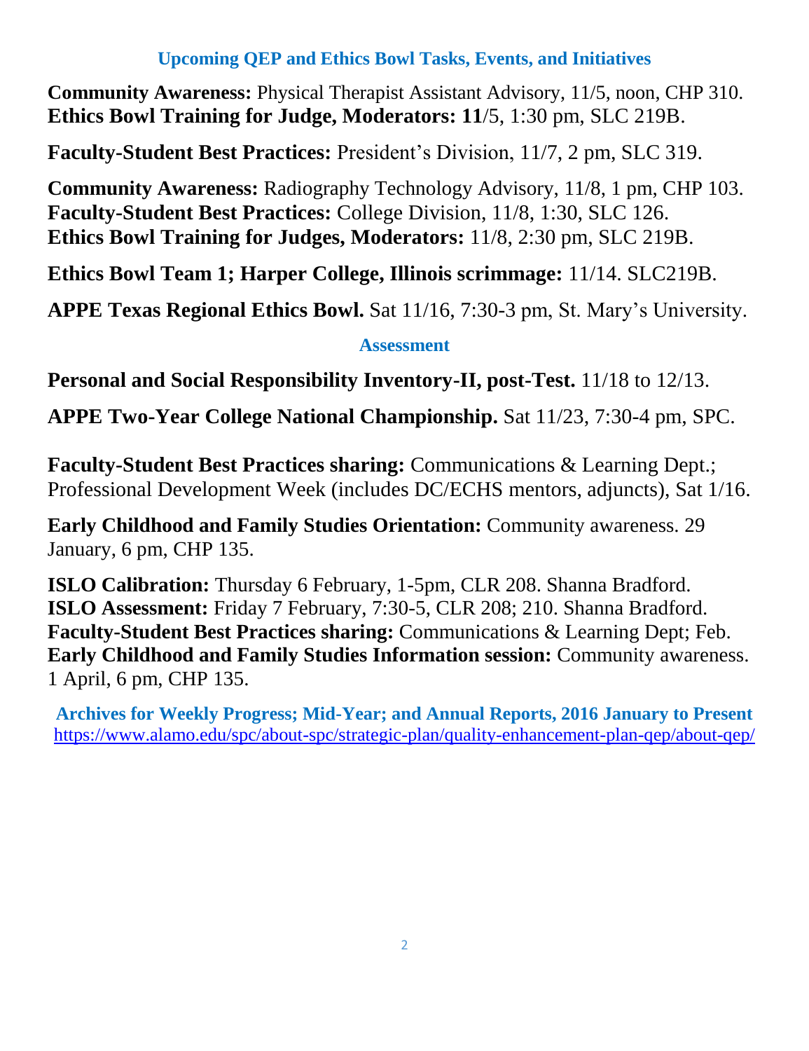## Upcoming QEP and Ethics Bowl Tasks, Events, and Initiatives

**Community Awareness:** Physical Therapist Assistant Advisory, 11/5, noon, CHP 310.
**Ethics Bowl Training for Judge, Moderators: 11**/5, 1:30 pm, SLC 219B.

**Faculty-Student Best Practices:** President's Division, 11/7, 2 pm, SLC 319.

**Community Awareness:** Radiography Technology Advisory, 11/8, 1 pm, CHP 103.
**Faculty-Student Best Practices:** College Division, 11/8, 1:30, SLC 126.
**Ethics Bowl Training for Judges, Moderators:** 11/8, 2:30 pm, SLC 219B.

**Ethics Bowl Team 1; Harper College, Illinois scrimmage:** 11/14. SLC219B.

**APPE Texas Regional Ethics Bowl.** Sat 11/16, 7:30-3 pm, St. Mary's University.

## Assessment

**Personal and Social Responsibility Inventory-II, post-Test.** 11/18 to 12/13.

**APPE Two-Year College National Championship.** Sat 11/23, 7:30-4 pm, SPC.

**Faculty-Student Best Practices sharing:** Communications & Learning Dept.; Professional Development Week (includes DC/ECHS mentors, adjuncts), Sat 1/16.

**Early Childhood and Family Studies Orientation:** Community awareness. 29 January, 6 pm, CHP 135.

**ISLO Calibration:** Thursday 6 February, 1-5pm, CLR 208. Shanna Bradford.
**ISLO Assessment:** Friday 7 February, 7:30-5, CLR 208; 210. Shanna Bradford.
**Faculty-Student Best Practices sharing:** Communications & Learning Dept; Feb.
**Early Childhood and Family Studies Information session:** Community awareness. 1 April, 6 pm, CHP 135.

**Archives for Weekly Progress; Mid-Year; and Annual Reports, 2016 January to Present**
https://www.alamo.edu/spc/about-spc/strategic-plan/quality-enhancement-plan-qep/about-qep/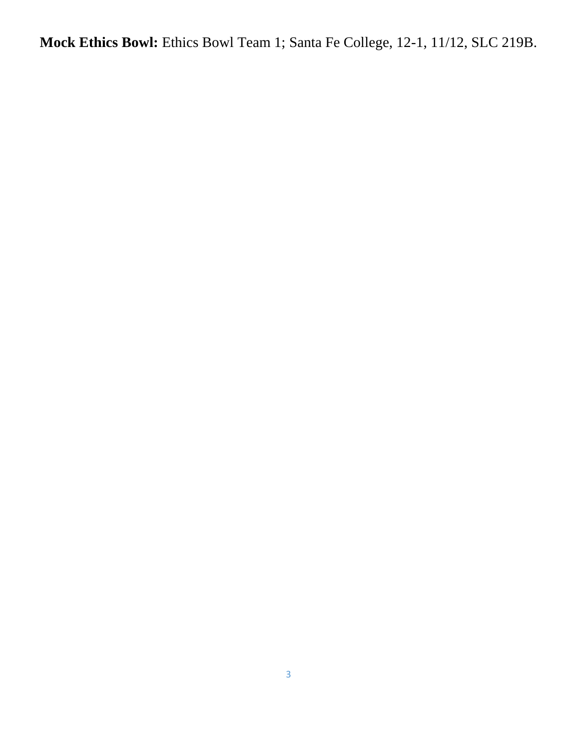**Mock Ethics Bowl:** Ethics Bowl Team 1; Santa Fe College, 12-1, 11/12, SLC 219B.